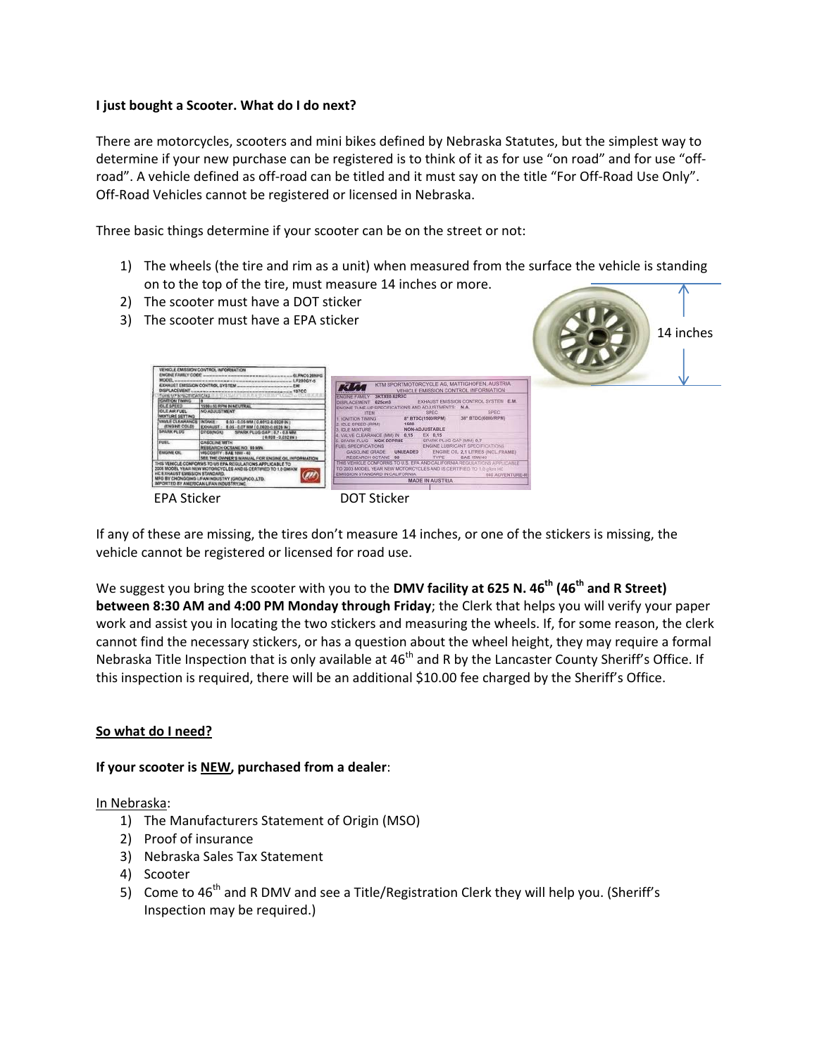**I just bought a Scooter. What do I do next?**

There are motorcycles, scooters and mini bikes defined by Nebraska Statutes, but the simplest way to determine if your new purchase can be registered is to think of it as for use "on road" and for use "off-road". A vehicle defined as off-road can be titled and it must say on the title "For Off-Road Use Only". Off-Road Vehicles cannot be registered or licensed in Nebraska.

Three basic things determine if your scooter can be on the street or not:

1) The wheels (the tire and rim as a unit) when measured from the surface the vehicle is standing on to the top of the tire, must measure 14 inches or more.
2) The scooter must have a DOT sticker
3) The scooter must have a EPA sticker

14 inches

EPA Sticker

DOT Sticker

If any of these are missing, the tires don't measure 14 inches, or one of the stickers is missing, the vehicle cannot be registered or licensed for road use.

We suggest you bring the scooter with you to the **DMV facility at 625 N. 46th (46th and R Street) between 8:30 AM and 4:00 PM Monday through Friday**; the Clerk that helps you will verify your paper work and assist you in locating the two stickers and measuring the wheels. If, for some reason, the clerk cannot find the necessary stickers, or has a question about the wheel height, they may require a formal Nebraska Title Inspection that is only available at 46th and R by the Lancaster County Sheriff's Office. If this inspection is required, there will be an additional $10.00 fee charged by the Sheriff's Office.

**So what do I need?**

**If your scooter is NEW, purchased from a dealer**:

In Nebraska:

1) The Manufacturers Statement of Origin (MSO)
2) Proof of insurance
3) Nebraska Sales Tax Statement
4) Scooter
5) Come to 46th and R DMV and see a Title/Registration Clerk they will help you. (Sheriff's Inspection may be required.)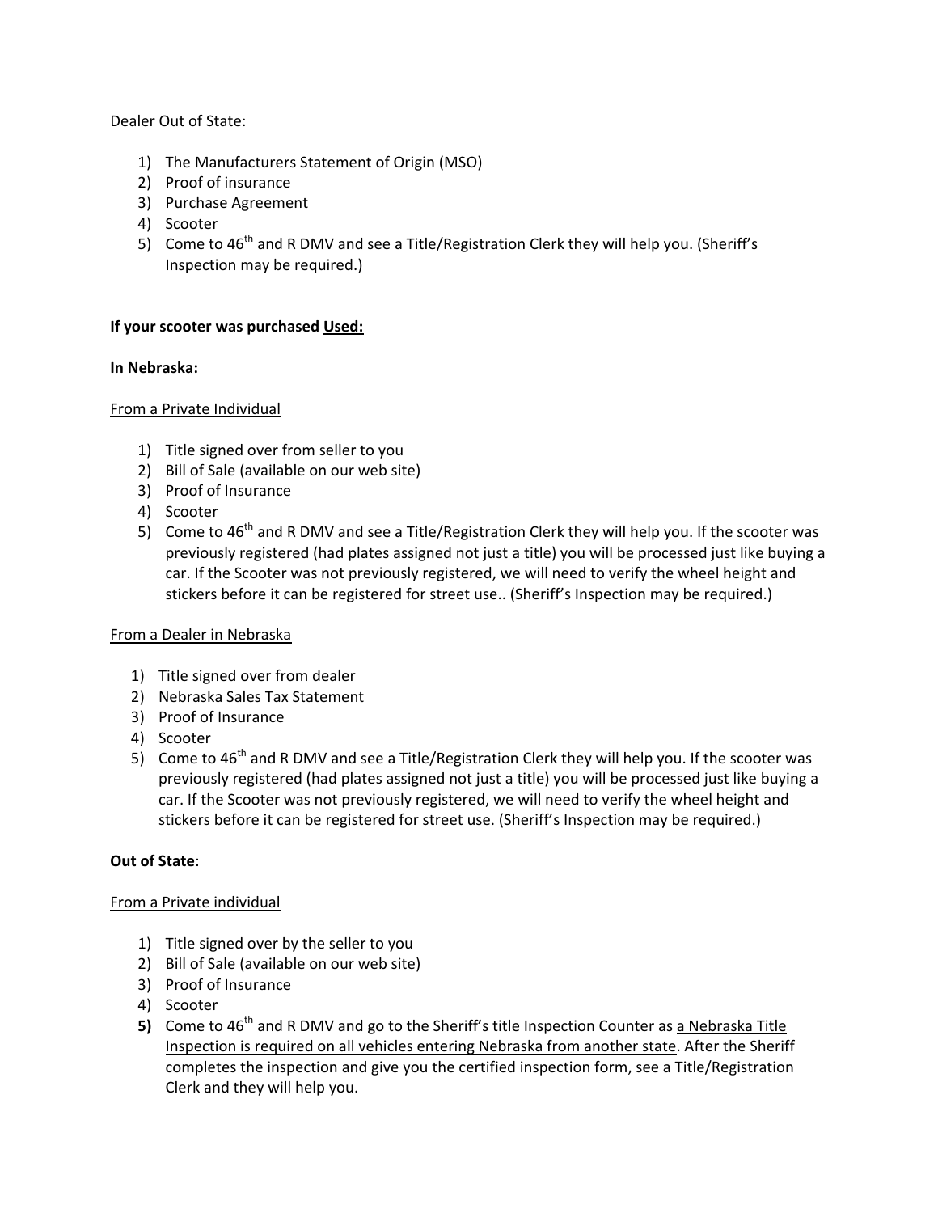<u>Dealer Out of State</u>:

1) The Manufacturers Statement of Origin (MSO)
2) Proof of insurance
3) Purchase Agreement
4) Scooter
5) Come to 46th and R DMV and see a Title/Registration Clerk they will help you. (Sheriff's Inspection may be required.)

**If your scooter was purchased <u>Used:</u>**

**In Nebraska:**

<u>From a Private Individual</u>

1) Title signed over from seller to you
2) Bill of Sale (available on our web site)
3) Proof of Insurance
4) Scooter
5) Come to 46th and R DMV and see a Title/Registration Clerk they will help you. If the scooter was previously registered (had plates assigned not just a title) you will be processed just like buying a car. If the Scooter was not previously registered, we will need to verify the wheel height and stickers before it can be registered for street use.. (Sheriff's Inspection may be required.)

<u>From a Dealer in Nebraska</u>

1) Title signed over from dealer
2) Nebraska Sales Tax Statement
3) Proof of Insurance
4) Scooter
5) Come to 46th and R DMV and see a Title/Registration Clerk they will help you. If the scooter was previously registered (had plates assigned not just a title) you will be processed just like buying a car. If the Scooter was not previously registered, we will need to verify the wheel height and stickers before it can be registered for street use. (Sheriff's Inspection may be required.)

**Out of State**:

<u>From a Private individual</u>

1) Title signed over by the seller to you
2) Bill of Sale (available on our web site)
3) Proof of Insurance
4) Scooter
5) Come to 46th and R DMV and go to the Sheriff's title Inspection Counter as <u>a Nebraska Title Inspection is required on all vehicles entering Nebraska from another state</u>. After the Sheriff completes the inspection and give you the certified inspection form, see a Title/Registration Clerk and they will help you.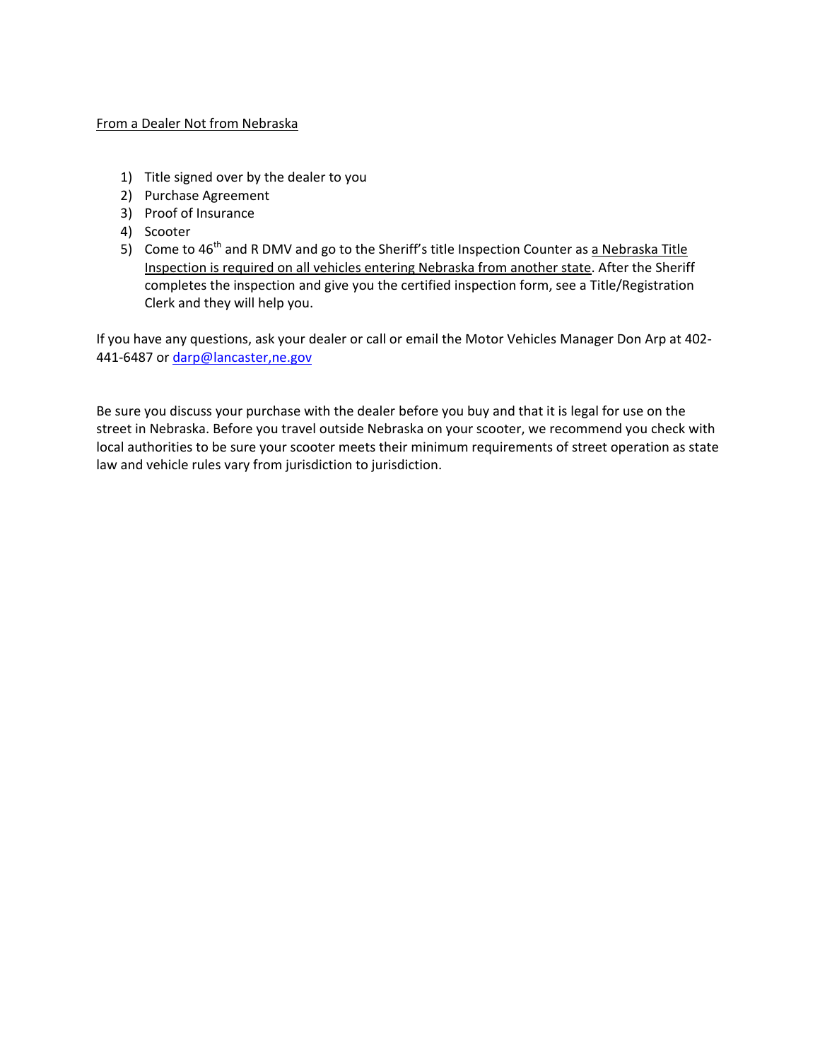From a Dealer Not from Nebraska

1) Title signed over by the dealer to you
2) Purchase Agreement
3) Proof of Insurance
4) Scooter
5) Come to 46th and R DMV and go to the Sheriff's title Inspection Counter as a Nebraska Title Inspection is required on all vehicles entering Nebraska from another state. After the Sheriff completes the inspection and give you the certified inspection form, see a Title/Registration Clerk and they will help you.

If you have any questions, ask your dealer or call or email the Motor Vehicles Manager Don Arp at 402-441-6487 or darp@lancaster,ne.gov

Be sure you discuss your purchase with the dealer before you buy and that it is legal for use on the street in Nebraska. Before you travel outside Nebraska on your scooter, we recommend you check with local authorities to be sure your scooter meets their minimum requirements of street operation as state law and vehicle rules vary from jurisdiction to jurisdiction.